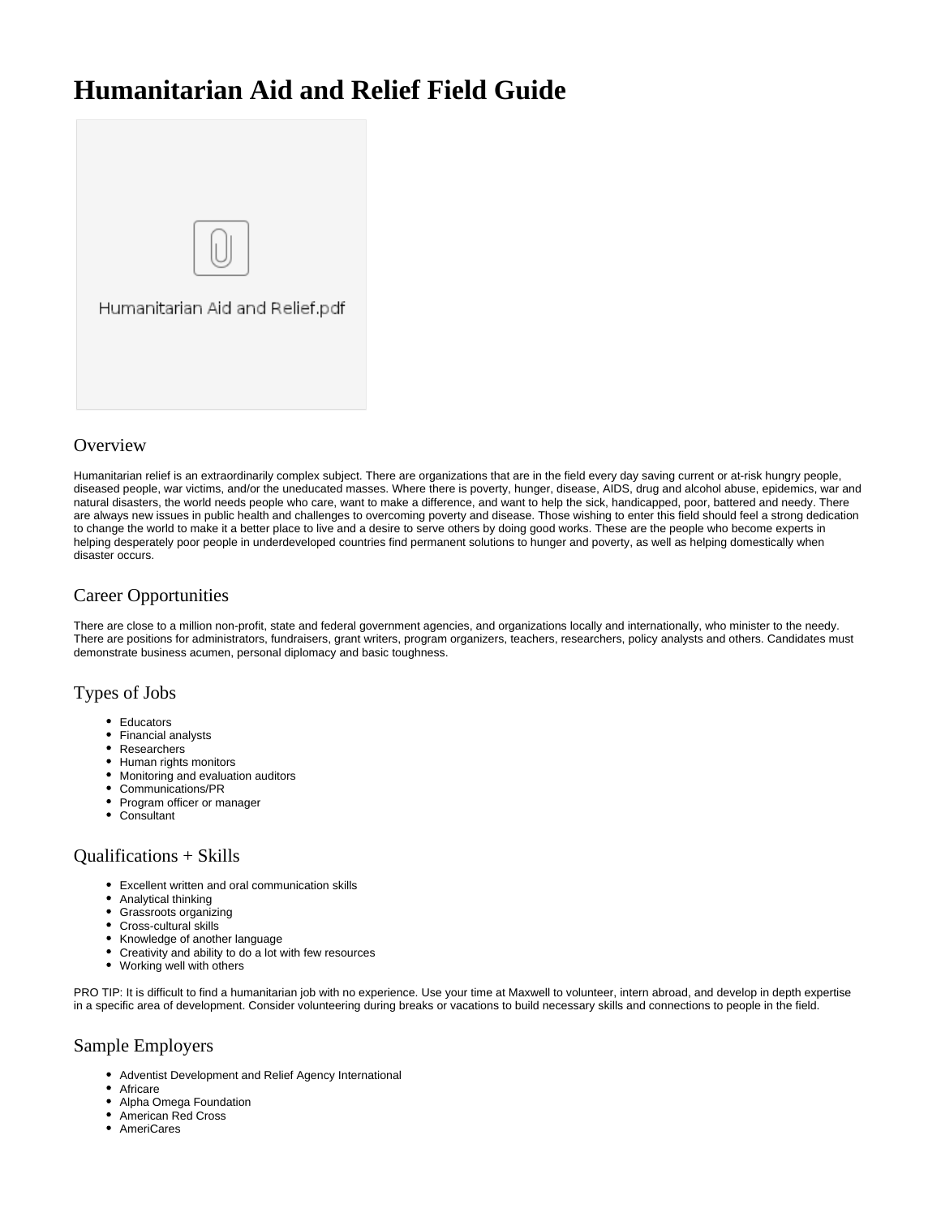# Humanitarian Aid and Relief Field Guide

Humanitarian Aid and Relief.pdf

## Overview

Humanitarian relief is an extraordinarily complex subject. There are organizations that are in the field every day saving current or at-risk hungry people, diseased people, war victims, and/or the uneducated masses. Where there is poverty, hunger, disease, AIDS, drug and alcohol abuse, epidemics, war and natural disasters, the world needs people who care, want to make a difference, and want to help the sick, handicapped, poor, battered and needy. There are always new issues in public health and challenges to overcoming poverty and disease. Those wishing to enter this field should feel a strong dedication to change the world to make it a better place to live and a desire to serve others by doing good works. These are the people who become experts in helping desperately poor people in underdeveloped countries find permanent solutions to hunger and poverty, as well as helping domestically when disaster occurs.

## Career Opportunities

There are close to a million non-profit, state and federal government agencies, and organizations locally and internationally, who minister to the needy. There are positions for administrators, fundraisers, grant writers, program organizers, teachers, researchers, policy analysts and others. Candidates must demonstrate business acumen, personal diplomacy and basic toughness.

## Types of Jobs

- Educators
- Financial analysts
- Researchers
- Human rights monitors
- Monitoring and evaluation auditors
- Communications/PR
- Program officer or manager
- Consultant

## Qualifications + Skills

- Excellent written and oral communication skills
- Analytical thinking
- Grassroots organizing
- Cross-cultural skills
- Knowledge of another language
- Creativity and ability to do a lot with few resources
- Working well with others

PRO TIP: It is difficult to find a humanitarian job with no experience. Use your time at Maxwell to volunteer, intern abroad, and develop in depth expertise in a specific area of development. Consider volunteering during breaks or vacations to build necessary skills and connections to people in the field.

## Sample Employers

- Adventist Development and Relief Agency International
- Africare
- Alpha Omega Foundation
- American Red Cross
- AmeriCares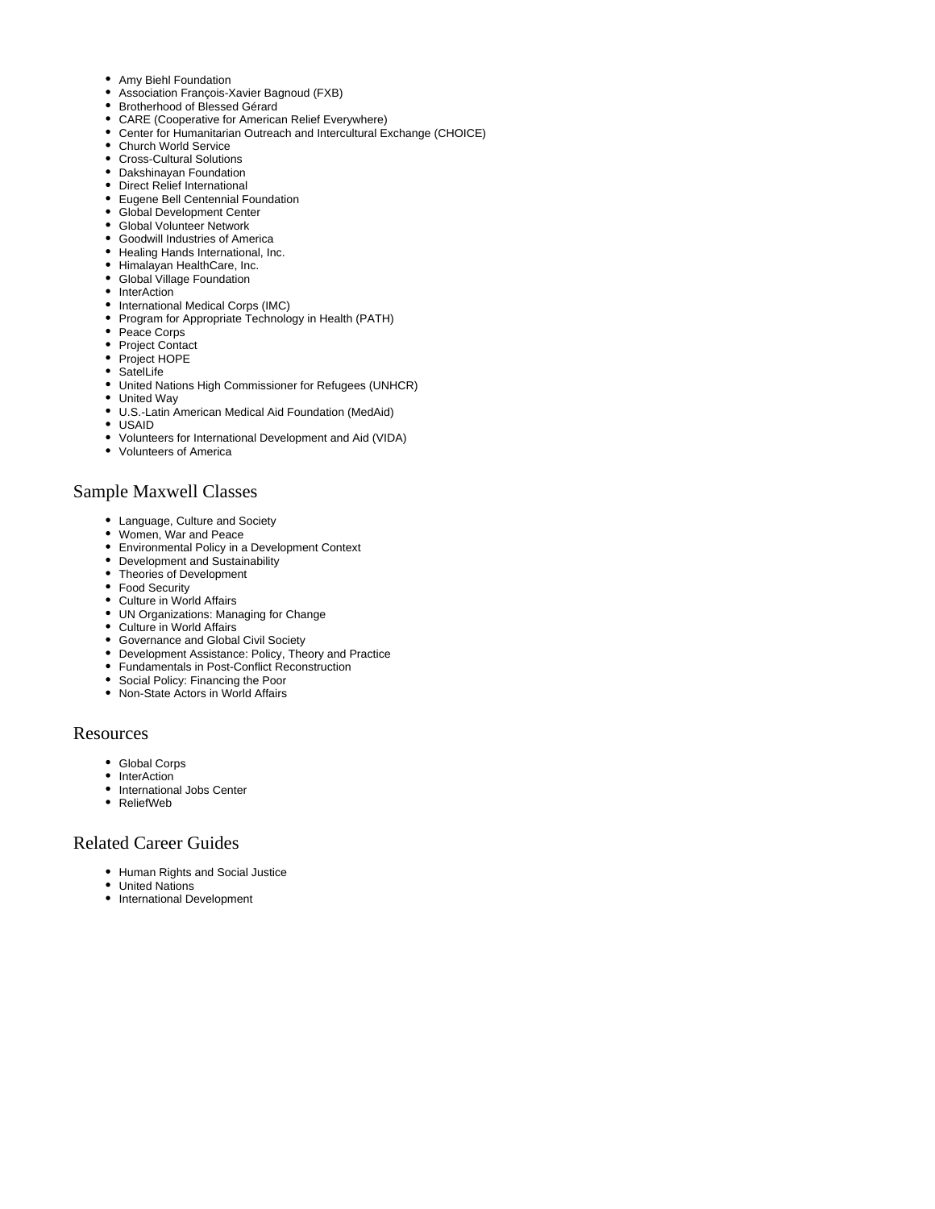- Amy Biehl Foundation
- Association François-Xavier Bagnoud (FXB)
- Brotherhood of Blessed Gérard
- CARE (Cooperative for American Relief Everywhere)
- Center for Humanitarian Outreach and Intercultural Exchange (CHOICE)
- Church World Service
- Cross-Cultural Solutions
- Dakshinayan Foundation
- Direct Relief International
- Eugene Bell Centennial Foundation
- Global Development Center
- Global Volunteer Network
- Goodwill Industries of America
- Healing Hands International, Inc.
- Himalayan HealthCare, Inc.
- Global Village Foundation
- InterAction
- International Medical Corps (IMC)
- Program for Appropriate Technology in Health (PATH)
- Peace Corps
- Project Contact
- Project HOPE
- SatelLife
- United Nations High Commissioner for Refugees (UNHCR)
- United Way
- U.S.-Latin American Medical Aid Foundation (MedAid)
- USAID
- Volunteers for International Development and Aid (VIDA)
- Volunteers of America

## Sample Maxwell Classes

- Language, Culture and Society
- Women, War and Peace
- Environmental Policy in a Development Context
- Development and Sustainability
- Theories of Development
- Food Security
- Culture in World Affairs
- UN Organizations: Managing for Change
- Culture in World Affairs
- Governance and Global Civil Society
- Development Assistance: Policy, Theory and Practice
- Fundamentals in Post-Conflict Reconstruction
- Social Policy: Financing the Poor
- Non-State Actors in World Affairs

## Resources

- Global Corps
- InterAction
- International Jobs Center
- ReliefWeb

## Related Career Guides

- Human Rights and Social Justice
- United Nations
- International Development